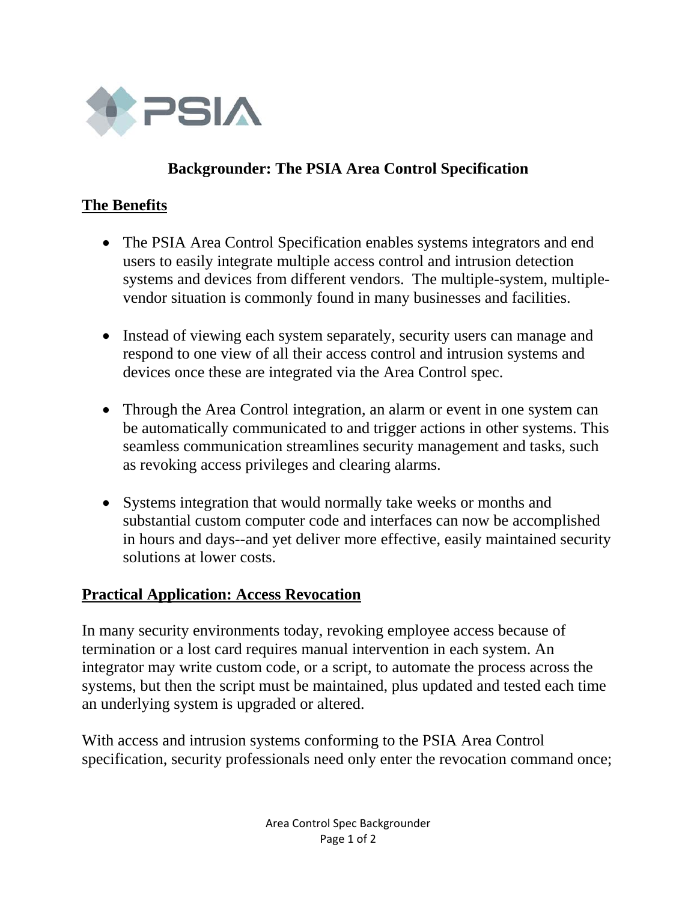# Backgrounder: The PSIA Area Control Specification

## The Benefits

- The PSIA Area Control Specification enables systems integrators and end users to easily integrate multiple access control and intrusion detection systems and devices from different vendors. The multiple-system, multiple-vendor situation is commonly found in many businesses and facilities.

- Instead of viewing each system separately, security users can manage and respond to one view of all their access control and intrusion systems and devices once these are integrated via the Area Control spec.

- Through the Area Control integration, an alarm or event in one system can be automatically communicated to and trigger actions in other systems. This seamless communication streamlines security management and tasks, such as revoking access privileges and clearing alarms.

- Systems integration that would normally take weeks or months and substantial custom computer code and interfaces can now be accomplished in hours and days--and yet deliver more effective, easily maintained security solutions at lower costs.

## Practical Application: Access Revocation

In many security environments today, revoking employee access because of termination or a lost card requires manual intervention in each system. An integrator may write custom code, or a script, to automate the process across the systems, but then the script must be maintained, plus updated and tested each time an underlying system is upgraded or altered.

With access and intrusion systems conforming to the PSIA Area Control specification, security professionals need only enter the revocation command once;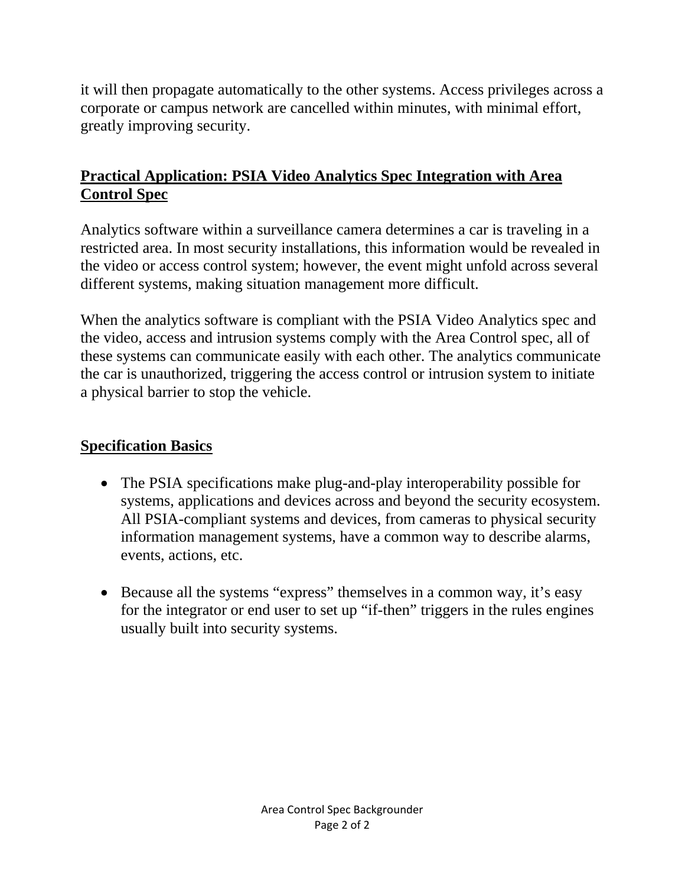it will then propagate automatically to the other systems. Access privileges across a corporate or campus network are cancelled within minutes, with minimal effort, greatly improving security.

## Practical Application: PSIA Video Analytics Spec Integration with Area Control Spec

Analytics software within a surveillance camera determines a car is traveling in a restricted area. In most security installations, this information would be revealed in the video or access control system; however, the event might unfold across several different systems, making situation management more difficult.

When the analytics software is compliant with the PSIA Video Analytics spec and the video, access and intrusion systems comply with the Area Control spec, all of these systems can communicate easily with each other. The analytics communicate the car is unauthorized, triggering the access control or intrusion system to initiate a physical barrier to stop the vehicle.

## Specification Basics

- The PSIA specifications make plug-and-play interoperability possible for systems, applications and devices across and beyond the security ecosystem. All PSIA-compliant systems and devices, from cameras to physical security information management systems, have a common way to describe alarms, events, actions, etc.

- Because all the systems "express" themselves in a common way, it's easy for the integrator or end user to set up "if-then" triggers in the rules engines usually built into security systems.